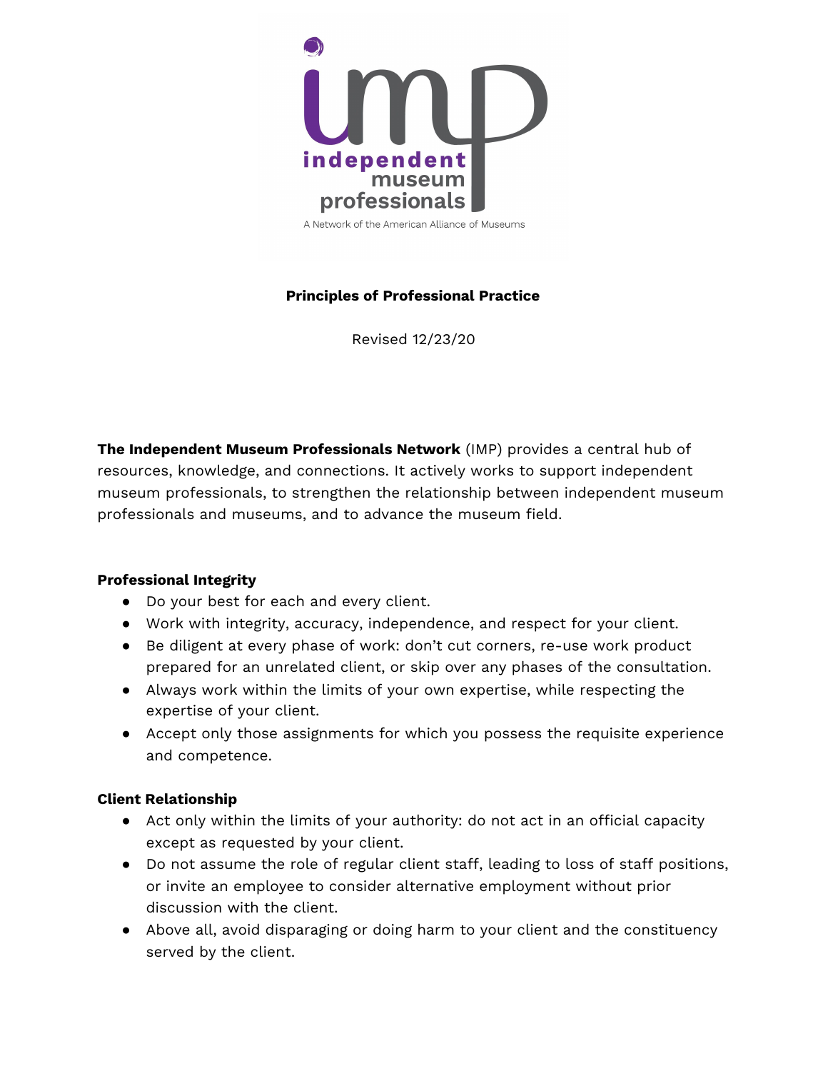**Principles of Professional Practice**

Revised 12/23/20

**The Independent Museum Professionals Network** (IMP) provides a central hub of resources, knowledge, and connections. It actively works to support independent museum professionals, to strengthen the relationship between independent museum professionals and museums, and to advance the museum field.

**Professional Integrity**

- Do your best for each and every client.
- Work with integrity, accuracy, independence, and respect for your client.
- Be diligent at every phase of work: don't cut corners, re-use work product prepared for an unrelated client, or skip over any phases of the consultation.
- Always work within the limits of your own expertise, while respecting the expertise of your client.
- Accept only those assignments for which you possess the requisite experience and competence.

**Client Relationship**

- Act only within the limits of your authority: do not act in an official capacity except as requested by your client.
- Do not assume the role of regular client staff, leading to loss of staff positions, or invite an employee to consider alternative employment without prior discussion with the client.
- Above all, avoid disparaging or doing harm to your client and the constituency served by the client.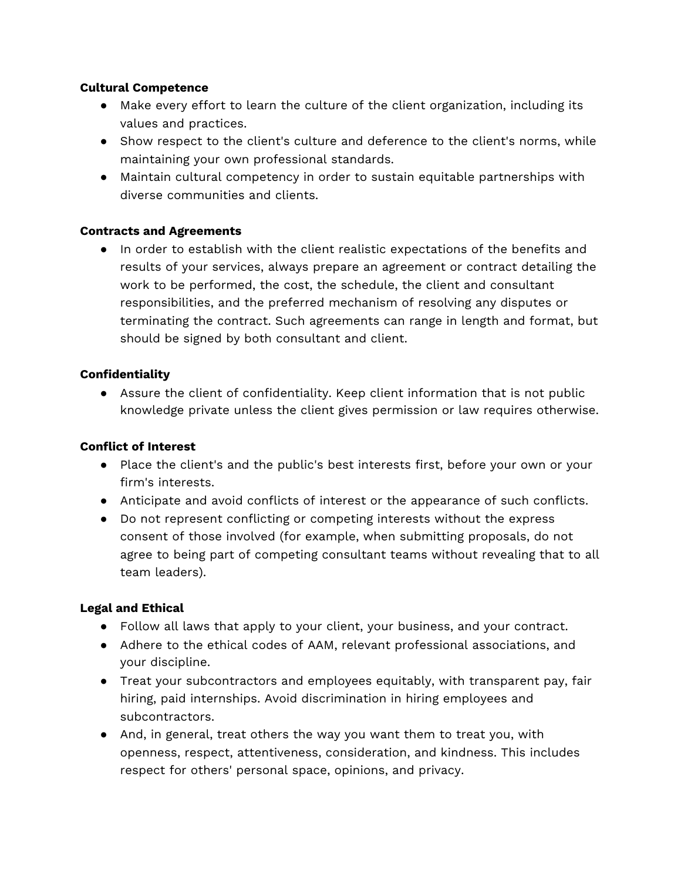**Cultural Competence**

- Make every effort to learn the culture of the client organization, including its values and practices.
- Show respect to the client's culture and deference to the client's norms, while maintaining your own professional standards.
- Maintain cultural competency in order to sustain equitable partnerships with diverse communities and clients.

**Contracts and Agreements**

- In order to establish with the client realistic expectations of the benefits and results of your services, always prepare an agreement or contract detailing the work to be performed, the cost, the schedule, the client and consultant responsibilities, and the preferred mechanism of resolving any disputes or terminating the contract. Such agreements can range in length and format, but should be signed by both consultant and client.

**Confidentiality**

- Assure the client of confidentiality. Keep client information that is not public knowledge private unless the client gives permission or law requires otherwise.

**Conflict of Interest**

- Place the client's and the public's best interests first, before your own or your firm's interests.
- Anticipate and avoid conflicts of interest or the appearance of such conflicts.
- Do not represent conflicting or competing interests without the express consent of those involved (for example, when submitting proposals, do not agree to being part of competing consultant teams without revealing that to all team leaders).

**Legal and Ethical**

- Follow all laws that apply to your client, your business, and your contract.
- Adhere to the ethical codes of AAM, relevant professional associations, and your discipline.
- Treat your subcontractors and employees equitably, with transparent pay, fair hiring, paid internships. Avoid discrimination in hiring employees and subcontractors.
- And, in general, treat others the way you want them to treat you, with openness, respect, attentiveness, consideration, and kindness. This includes respect for others' personal space, opinions, and privacy.